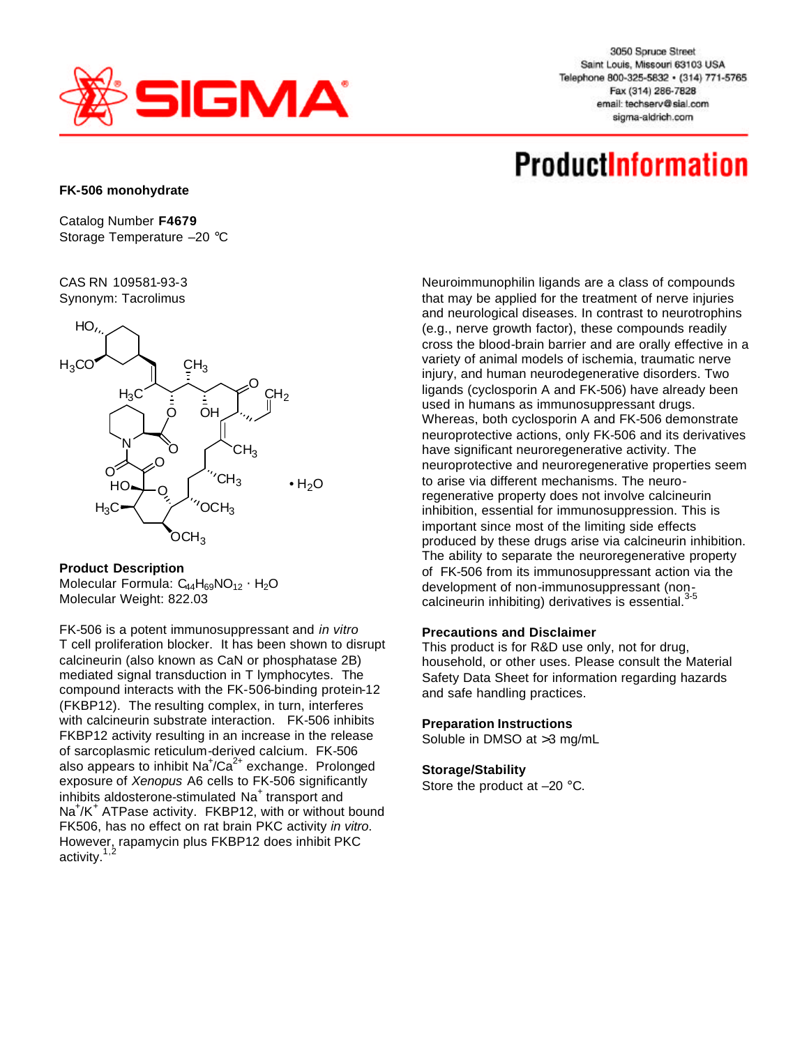3050 Spruce Street
Saint Louis, Missouri 63103 USA
Telephone 800-325-5832 • (314) 771-5765
Fax (314) 286-7828
email: techserv@sial.com
sigma-aldrich.com

# ProductInformation

**FK-506 monohydrate**

Catalog Number **F4679**
Storage Temperature –20 °C

CAS RN 109581-93-3
Synonym: Tacrolimus

**Product Description**
Molecular Formula: $C_{44}H_{69}NO_{12} \cdot H_2O$
Molecular Weight: 822.03

FK-506 is a potent immunosuppressant and *in vitro* T cell proliferation blocker. It has been shown to disrupt calcineurin (also known as CaN or phosphatase 2B) mediated signal transduction in T lymphocytes. The compound interacts with the FK-506-binding protein-12 (FKBP12). The resulting complex, in turn, interferes with calcineurin substrate interaction. FK-506 inhibits FKBP12 activity resulting in an increase in the release of sarcoplasmic reticulum-derived calcium. FK-506 also appears to inhibit $Na^+/Ca^{2+}$ exchange. Prolonged exposure of *Xenopus* A6 cells to FK-506 significantly inhibits aldosterone-stimulated $Na^+$ transport and $Na^+/K^+$ ATPase activity. FKBP12, with or without bound FK506, has no effect on rat brain PKC activity *in vitro*. However, rapamycin plus FKBP12 does inhibit PKC activity.[1,2]

Neuroimmunophilin ligands are a class of compounds that may be applied for the treatment of nerve injuries and neurological diseases. In contrast to neurotrophins (e.g., nerve growth factor), these compounds readily cross the blood-brain barrier and are orally effective in a variety of animal models of ischemia, traumatic nerve injury, and human neurodegenerative disorders. Two ligands (cyclosporin A and FK-506) have already been used in humans as immunosuppressant drugs. Whereas, both cyclosporin A and FK-506 demonstrate neuroprotective actions, only FK-506 and its derivatives have significant neuroregenerative activity. The neuroprotective and neuroregenerative properties seem to arise via different mechanisms. The neuroregenerative property does not involve calcineurin inhibition, essential for immunosuppression. This is important since most of the limiting side effects produced by these drugs arise via calcineurin inhibition. The ability to separate the neuroregenerative property of FK-506 from its immunosuppressant action via the development of non-immunosuppressant (non-calcineurin inhibiting) derivatives is essential.[3-5]

**Precautions and Disclaimer**
This product is for R&D use only, not for drug, household, or other uses. Please consult the Material Safety Data Sheet for information regarding hazards and safe handling practices.

**Preparation Instructions**
Soluble in DMSO at >3 mg/mL

**Storage/Stability**
Store the product at –20 °C.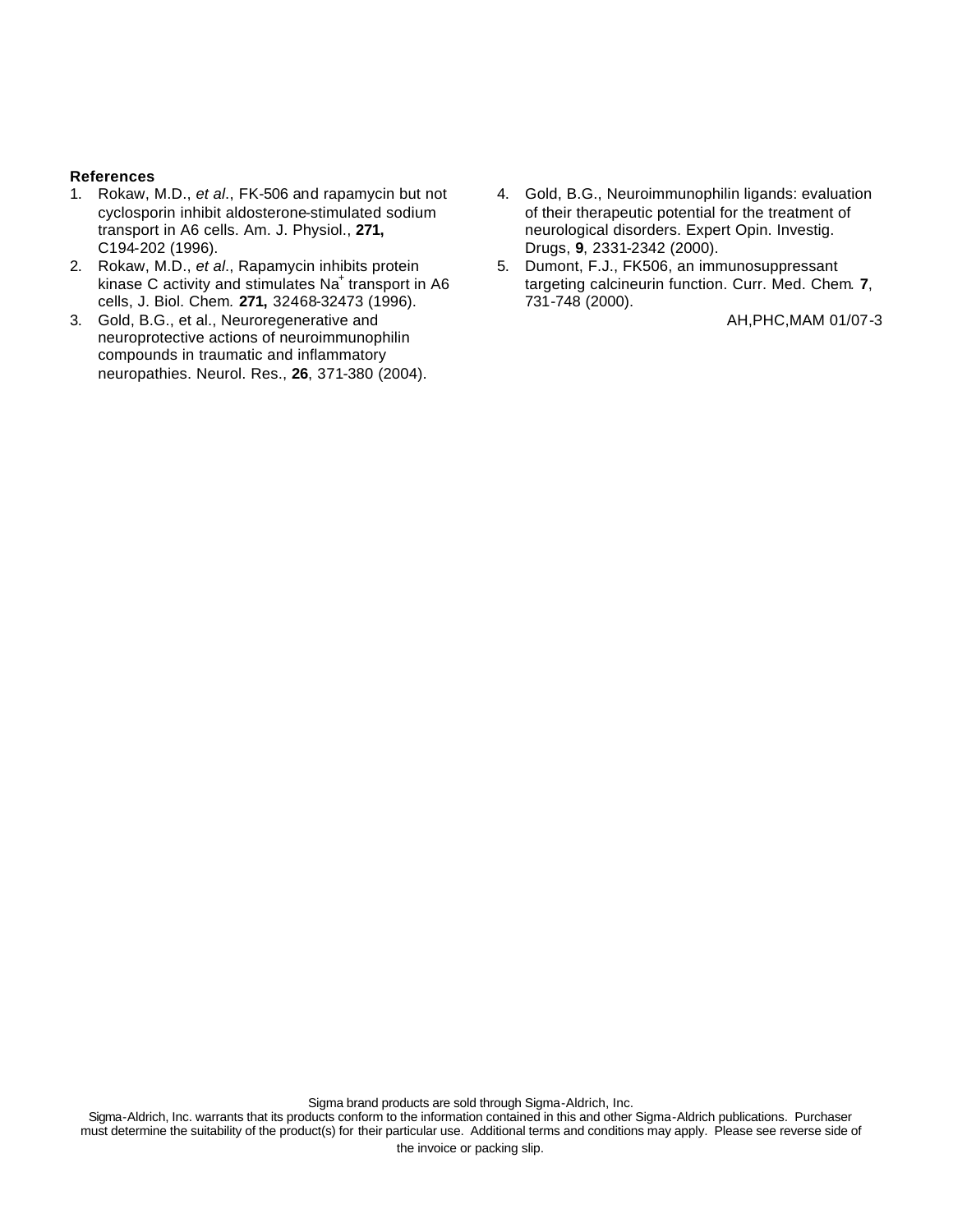**References**

1. Rokaw, M.D., *et al*., FK-506 and rapamycin but not cyclosporin inhibit aldosterone-stimulated sodium transport in A6 cells. Am. J. Physiol., **271,** C194-202 (1996).
2. Rokaw, M.D., *et al*., Rapamycin inhibits protein kinase C activity and stimulates $Na^+$ transport in A6 cells, J. Biol. Chem. **271,** 32468-32473 (1996).
3. Gold, B.G., et al., Neuroregenerative and neuroprotective actions of neuroimmunophilin compounds in traumatic and inflammatory neuropathies. Neurol. Res., **26**, 371-380 (2004).
4. Gold, B.G., Neuroimmunophilin ligands: evaluation of their therapeutic potential for the treatment of neurological disorders. Expert Opin. Investig. Drugs, **9**, 2331-2342 (2000).
5. Dumont, F.J., FK506, an immunosuppressant targeting calcineurin function. Curr. Med. Chem. **7**, 731-748 (2000).

AH,PHC,MAM 01/07-3

Sigma brand products are sold through Sigma-Aldrich, Inc.

Sigma-Aldrich, Inc. warrants that its products conform to the information contained in this and other Sigma-Aldrich publications. Purchaser must determine the suitability of the product(s) for their particular use. Additional terms and conditions may apply. Please see reverse side of the invoice or packing slip.